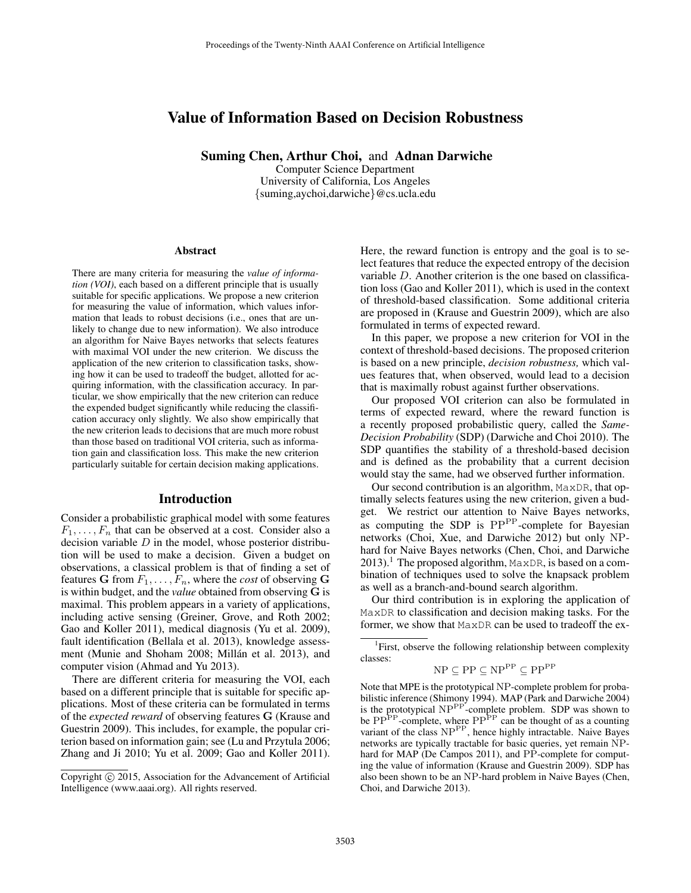# Value of Information Based on Decision Robustness

**Suming Chen, Arthur Choi,** and **Adnan Darwiche**
Computer Science Department
University of California, Los Angeles
{suming,aychoi,darwiche}@cs.ucla.edu

### Abstract

There are many criteria for measuring the *value of information (VOI)*, each based on a different principle that is usually suitable for specific applications. We propose a new criterion for measuring the value of information, which values information that leads to robust decisions (i.e., ones that are unlikely to change due to new information). We also introduce an algorithm for Naive Bayes networks that selects features with maximal VOI under the new criterion. We discuss the application of the new criterion to classification tasks, showing how it can be used to tradeoff the budget, allotted for acquiring information, with the classification accuracy. In particular, we show empirically that the new criterion can reduce the expended budget significantly while reducing the classification accuracy only slightly. We also show empirically that the new criterion leads to decisions that are much more robust than those based on traditional VOI criteria, such as information gain and classification loss. This make the new criterion particularly suitable for certain decision making applications.

## Introduction

Consider a probabilistic graphical model with some features $F_1, \ldots, F_n$ that can be observed at a cost. Consider also a decision variable $D$ in the model, whose posterior distribution will be used to make a decision. Given a budget on observations, a classical problem is that of finding a set of features $\mathbf{G}$ from $F_1, \ldots, F_n$, where the *cost* of observing $\mathbf{G}$ is within budget, and the *value* obtained from observing $\mathbf{G}$ is maximal. This problem appears in a variety of applications, including active sensing (Greiner, Grove, and Roth 2002; Gao and Koller 2011), medical diagnosis (Yu et al. 2009), fault identification (Bellala et al. 2013), knowledge assessment (Munie and Shoham 2008; Millán et al. 2013), and computer vision (Ahmad and Yu 2013).

There are different criteria for measuring the VOI, each based on a different principle that is suitable for specific applications. Most of these criteria can be formulated in terms of the *expected reward* of observing features $\mathbf{G}$ (Krause and Guestrin 2009). This includes, for example, the popular criterion based on information gain; see (Lu and Przytula 2006; Zhang and Ji 2010; Yu et al. 2009; Gao and Koller 2011). Here, the reward function is entropy and the goal is to select features that reduce the expected entropy of the decision variable $D$. Another criterion is the one based on classification loss (Gao and Koller 2011), which is used in the context of threshold-based classification. Some additional criteria are proposed in (Krause and Guestrin 2009), which are also formulated in terms of expected reward.

In this paper, we propose a new criterion for VOI in the context of threshold-based decisions. The proposed criterion is based on a new principle, *decision robustness,* which values features that, when observed, would lead to a decision that is maximally robust against further observations.

Our proposed VOI criterion can also be formulated in terms of expected reward, where the reward function is a recently proposed probabilistic query, called the *Same-Decision Probability* (SDP) (Darwiche and Choi 2010). The SDP quantifies the stability of a threshold-based decision and is defined as the probability that a current decision would stay the same, had we observed further information.

Our second contribution is an algorithm, `MaxDR`, that optimally selects features using the new criterion, given a budget. We restrict our attention to Naive Bayes networks, as computing the SDP is $\mathrm{PP}^{\mathrm{PP}}$-complete for Bayesian networks (Choi, Xue, and Darwiche 2012) but only NP-hard for Naive Bayes networks (Chen, Choi, and Darwiche 2013).[1] The proposed algorithm, `MaxDR`, is based on a combination of techniques used to solve the knapsack problem as well as a branch-and-bound search algorithm.

Our third contribution is in exploring the application of `MaxDR` to classification and decision making tasks. For the former, we show that `MaxDR` can be used to tradeoff the ex-

---

[1] First, observe the following relationship between complexity classes:

$$\mathrm{NP} \subseteq \mathrm{PP} \subseteq \mathrm{NP}^{\mathrm{PP}} \subseteq \mathrm{PP}^{\mathrm{PP}}$$

Note that MPE is the prototypical NP-complete problem for probabilistic inference (Shimony 1994). MAP (Park and Darwiche 2004) is the prototypical $\mathrm{NP}^{\mathrm{PP}}$-complete problem. SDP was shown to be $\mathrm{PP}^{\mathrm{PP}}$-complete, where $\mathrm{PP}^{\mathrm{PP}}$ can be thought of as a counting variant of the class $\mathrm{NP}^{\mathrm{PP}}$, hence highly intractable. Naive Bayes networks are typically tractable for basic queries, yet remain NP-hard for MAP (De Campos 2011), and PP-complete for computing the value of information (Krause and Guestrin 2009). SDP has also been shown to be an NP-hard problem in Naive Bayes (Chen, Choi, and Darwiche 2013).

Copyright © 2015, Association for the Advancement of Artificial Intelligence (www.aaai.org). All rights reserved.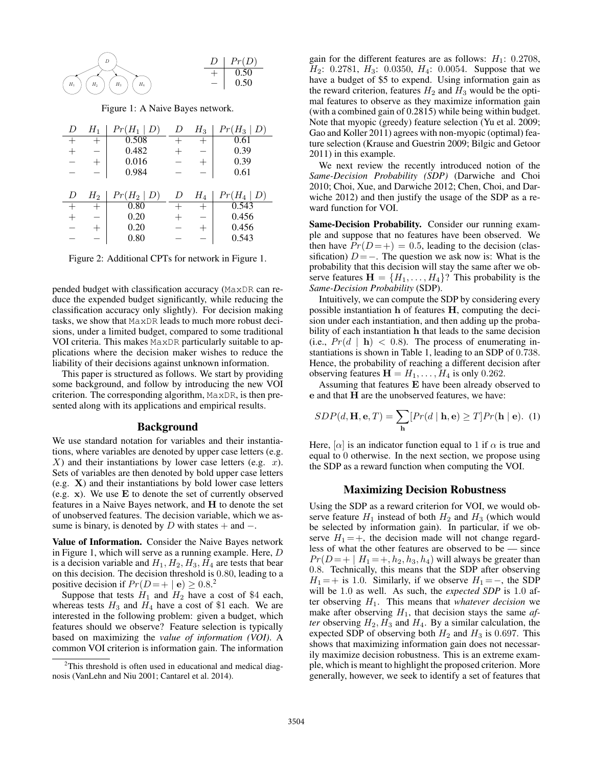| $D$ | $Pr(D)$ |
|---|---|
| + | 0.50 |
| − | 0.50 |

Figure 1: A Naive Bayes network.

| $D$ | $H_1$ | $Pr(H_1 \mid D)$ | $D$ | $H_3$ | $Pr(H_3 \mid D)$ |
|---|---|---|---|---|---|
| + | + | 0.508 | + | + | 0.61 |
| + | − | 0.482 | + | − | 0.39 |
| − | + | 0.016 | − | + | 0.39 |
| − | − | 0.984 | − | − | 0.61 |

| $D$ | $H_2$ | $Pr(H_2 \mid D)$ | $D$ | $H_4$ | $Pr(H_4 \mid D)$ |
|---|---|---|---|---|---|
| + | + | 0.80 | + | + | 0.543 |
| + | − | 0.20 | + | − | 0.456 |
| − | + | 0.20 | − | + | 0.456 |
| − | − | 0.80 | − | − | 0.543 |

Figure 2: Additional CPTs for network in Figure 1.

pended budget with classification accuracy (MaxDR can reduce the expended budget significantly, while reducing the classification accuracy only slightly). For decision making tasks, we show that MaxDR leads to much more robust decisions, under a limited budget, compared to some traditional VOI criteria. This makes MaxDR particularly suitable to applications where the decision maker wishes to reduce the liability of their decisions against unknown information.

This paper is structured as follows. We start by providing some background, and follow by introducing the new VOI criterion. The corresponding algorithm, MaxDR, is then presented along with its applications and empirical results.

## Background

We use standard notation for variables and their instantiations, where variables are denoted by upper case letters (e.g. $X$) and their instantiations by lower case letters (e.g. $x$). Sets of variables are then denoted by bold upper case letters (e.g. $\mathbf{X}$) and their instantiations by bold lower case letters (e.g. $\mathbf{x}$). We use $\mathbf{E}$ to denote the set of currently observed features in a Naive Bayes network, and $\mathbf{H}$ to denote the set of unobserved features. The decision variable, which we assume is binary, is denoted by $D$ with states $+$ and $-$.

**Value of Information.** Consider the Naive Bayes network in Figure 1, which will serve as a running example. Here, $D$ is a decision variable and $H_1, H_2, H_3, H_4$ are tests that bear on this decision. The decision threshold is 0.80, leading to a positive decision if $Pr(D=+ \mid \mathbf{e}) \geq 0.8$.[2]

Suppose that tests $H_1$ and $H_2$ have a cost of \$4 each, whereas tests $H_3$ and $H_4$ have a cost of \$1 each. We are interested in the following problem: given a budget, which features should we observe? Feature selection is typically based on maximizing the *value of information (VOI)*. A common VOI criterion is information gain. The information gain for the different features are as follows: $H_1$: 0.2708, $H_2$: 0.2781, $H_3$: 0.0350, $H_4$: 0.0054. Suppose that we have a budget of \$5 to expend. Using information gain as the reward criterion, features $H_2$ and $H_3$ would be the optimal features to observe as they maximize information gain (with a combined gain of 0.2815) while being within budget. Note that myopic (greedy) feature selection (Yu et al. 2009; Gao and Koller 2011) agrees with non-myopic (optimal) feature selection (Krause and Guestrin 2009; Bilgic and Getoor 2011) in this example.

[2]This threshold is often used in educational and medical diagnosis (VanLehn and Niu 2001; Cantarel et al. 2014).

We next review the recently introduced notion of the *Same-Decision Probability (SDP)* (Darwiche and Choi 2010; Choi, Xue, and Darwiche 2012; Chen, Choi, and Darwiche 2012) and then justify the usage of the SDP as a reward function for VOI.

**Same-Decision Probability.** Consider our running example and suppose that no features have been observed. We then have $Pr(D=+) = 0.5$, leading to the decision (classification) $D=-$. The question we ask now is: What is the probability that this decision will stay the same after we observe features $\mathbf{H} = \{H_1, \ldots, H_4\}$? This probability is the *Same-Decision Probability* (SDP).

Intuitively, we can compute the SDP by considering every possible instantiation $\mathbf{h}$ of features $\mathbf{H}$, computing the decision under each instantiation, and then adding up the probability of each instantiation $\mathbf{h}$ that leads to the same decision (i.e., $Pr(d \mid \mathbf{h}) < 0.8$). The process of enumerating instantiations is shown in Table 1, leading to an SDP of 0.738. Hence, the probability of reaching a different decision after observing features $\mathbf{H} = H_1, \ldots, H_4$ is only 0.262.

Assuming that features $\mathbf{E}$ have been already observed to $\mathbf{e}$ and that $\mathbf{H}$ are the unobserved features, we have:

$$SDP(d, \mathbf{H}, \mathbf{e}, T) = \sum_{\mathbf{h}} [Pr(d \mid \mathbf{h}, \mathbf{e}) \geq T] Pr(\mathbf{h} \mid \mathbf{e}). \quad (1)$$

Here, $[\alpha]$ is an indicator function equal to 1 if $\alpha$ is true and equal to 0 otherwise. In the next section, we propose using the SDP as a reward function when computing the VOI.

## Maximizing Decision Robustness

Using the SDP as a reward criterion for VOI, we would observe feature $H_1$ instead of both $H_2$ and $H_3$ (which would be selected by information gain). In particular, if we observe $H_1=+$, the decision made will not change regardless of what the other features are observed to be — since $Pr(D=+ \mid H_1=+, h_2, h_3, h_4)$ will always be greater than 0.8. Technically, this means that the SDP after observing $H_1=+$ is 1.0. Similarly, if we observe $H_1=-$, the SDP will be 1.0 as well. As such, the *expected SDP* is 1.0 after observing $H_1$. This means that *whatever decision* we make after observing $H_1$, that decision stays the same *after* observing $H_2, H_3$ and $H_4$. By a similar calculation, the expected SDP of observing both $H_2$ and $H_3$ is 0.697. This shows that maximizing information gain does not necessarily maximize decision robustness. This is an extreme example, which is meant to highlight the proposed criterion. More generally, however, we seek to identify a set of features that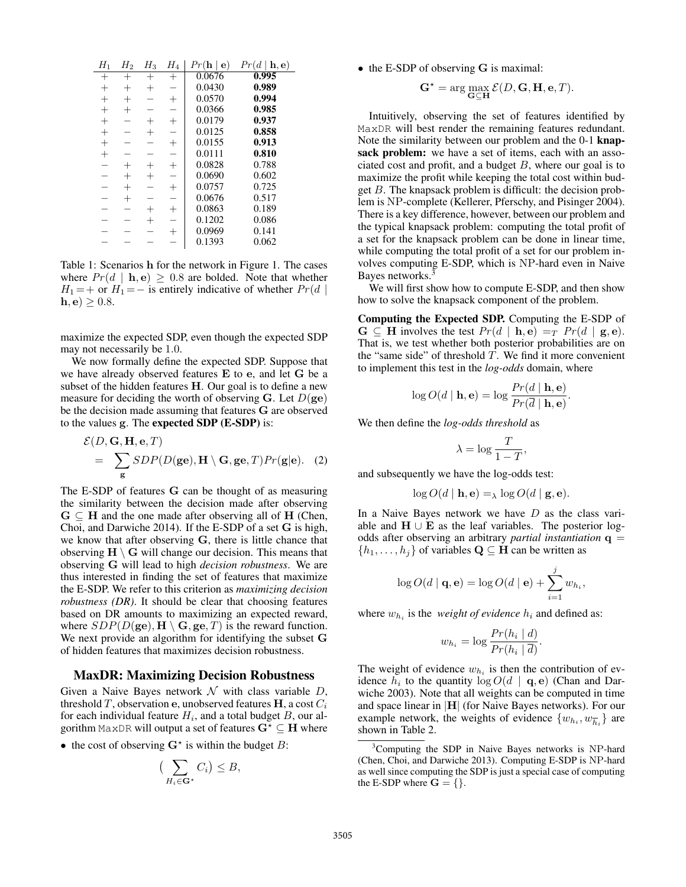| $H_1$ | $H_2$ | $H_3$ | $H_4$ | $Pr(\mathbf{h} \mid \mathbf{e})$ | $Pr(d \mid \mathbf{h}, \mathbf{e})$ |
|---|---|---|---|---|---|
| + | + | + | + | 0.0676 | **0.995** |
| + | + | + | − | 0.0430 | **0.989** |
| + | + | − | + | 0.0570 | **0.994** |
| + | + | − | − | 0.0366 | **0.985** |
| + | − | + | + | 0.0179 | **0.937** |
| + | − | + | − | 0.0125 | **0.858** |
| + | − | − | + | 0.0155 | **0.913** |
| + | − | − | − | 0.0111 | **0.810** |
| − | + | + | + | 0.0828 | 0.788 |
| − | + | + | − | 0.0690 | 0.602 |
| − | + | − | + | 0.0757 | 0.725 |
| − | + | − | − | 0.0676 | 0.517 |
| − | − | + | + | 0.0863 | 0.189 |
| − | − | + | − | 0.1202 | 0.086 |
| − | − | − | + | 0.0969 | 0.141 |
| − | − | − | − | 0.1393 | 0.062 |

Table 1: Scenarios $\mathbf{h}$ for the network in Figure 1. The cases where $Pr(d \mid \mathbf{h}, \mathbf{e}) \geq 0.8$ are bolded. Note that whether $H_1 = +$ or $H_1 = -$ is entirely indicative of whether $Pr(d \mid \mathbf{h}, \mathbf{e}) \geq 0.8$.

maximize the expected SDP, even though the expected SDP may not necessarily be 1.0.

We now formally define the expected SDP. Suppose that we have already observed features $\mathbf{E}$ to $\mathbf{e}$, and let $\mathbf{G}$ be a subset of the hidden features $\mathbf{H}$. Our goal is to define a new measure for deciding the worth of observing $\mathbf{G}$. Let $D(\mathbf{ge})$ be the decision made assuming that features $\mathbf{G}$ are observed to the values $\mathbf{g}$. The **expected SDP (E-SDP)** is:

$$\begin{aligned}
&\mathcal{E}(D, \mathbf{G}, \mathbf{H}, \mathbf{e}, T) \\
&= \sum_{\mathbf{g}} SDP(D(\mathbf{ge}), \mathbf{H} \setminus \mathbf{G}, \mathbf{ge}, T) Pr(\mathbf{g}|\mathbf{e}). \quad (2)
\end{aligned}$$

The E-SDP of features $\mathbf{G}$ can be thought of as measuring the similarity between the decision made after observing $\mathbf{G} \subseteq \mathbf{H}$ and the one made after observing all of $\mathbf{H}$ (Chen, Choi, and Darwiche 2014). If the E-SDP of a set $\mathbf{G}$ is high, we know that after observing $\mathbf{G}$, there is little chance that observing $\mathbf{H} \setminus \mathbf{G}$ will change our decision. This means that observing $\mathbf{G}$ will lead to high *decision robustness*. We are thus interested in finding the set of features that maximize the E-SDP. We refer to this criterion as *maximizing decision robustness (DR)*. It should be clear that choosing features based on DR amounts to maximizing an expected reward, where $SDP(D(\mathbf{ge}), \mathbf{H} \setminus \mathbf{G}, \mathbf{ge}, T)$ is the reward function. We next provide an algorithm for identifying the subset $\mathbf{G}$ of hidden features that maximizes decision robustness.

## MaxDR: Maximizing Decision Robustness

Given a Naive Bayes network $\mathcal{N}$ with class variable $D$, threshold $T$, observation $\mathbf{e}$, unobserved features $\mathbf{H}$, a cost $C_i$ for each individual feature $H_i$, and a total budget $B$, our algorithm MaxDR will output a set of features $\mathbf{G}^\star \subseteq \mathbf{H}$ where

- the cost of observing $\mathbf{G}^\star$ is within the budget $B$:

$$\big( \sum_{H_i \in \mathbf{G}^\star} C_i \big) \leq B,$$

- the E-SDP of observing $\mathbf{G}$ is maximal:

$$\mathbf{G}^\star = \arg \max_{\mathbf{G} \subseteq \mathbf{H}} \mathcal{E}(D, \mathbf{G}, \mathbf{H}, \mathbf{e}, T).$$

Intuitively, observing the set of features identified by MaxDR will best render the remaining features redundant. Note the similarity between our problem and the 0-1 **knapsack problem:** we have a set of items, each with an associated cost and profit, and a budget $B$, where our goal is to maximize the profit while keeping the total cost within budget $B$. The knapsack problem is difficult: the decision problem is NP-complete (Kellerer, Pferschy, and Pisinger 2004). There is a key difference, however, between our problem and the typical knapsack problem: computing the total profit of a set for the knapsack problem can be done in linear time, while computing the total profit of a set for our problem involves computing E-SDP, which is NP-hard even in Naive Bayes networks.[3]

We will first show how to compute E-SDP, and then show how to solve the knapsack component of the problem.

**Computing the Expected SDP.** Computing the E-SDP of $\mathbf{G} \subseteq \mathbf{H}$ involves the test $Pr(d \mid \mathbf{h}, \mathbf{e}) =_T Pr(d \mid \mathbf{g}, \mathbf{e})$. That is, we test whether both posterior probabilities are on the "same side" of threshold $T$. We find it more convenient to implement this test in the *log-odds* domain, where

$$\log O(d \mid \mathbf{h}, \mathbf{e}) = \log \frac{Pr(d \mid \mathbf{h}, \mathbf{e})}{Pr(\overline{d} \mid \mathbf{h}, \mathbf{e})}.$$

We then define the *log-odds threshold* as

$$\lambda = \log \frac{T}{1 - T},$$

and subsequently we have the log-odds test:

$$\log O(d \mid \mathbf{h}, \mathbf{e}) =_\lambda \log O(d \mid \mathbf{g}, \mathbf{e}).$$

In a Naive Bayes network we have $D$ as the class variable and $\mathbf{H} \cup \mathbf{E}$ as the leaf variables. The posterior log-odds after observing an arbitrary *partial instantiation* $\mathbf{q} = \{h_1, \ldots, h_j\}$ of variables $\mathbf{Q} \subseteq \mathbf{H}$ can be written as

$$\log O(d \mid \mathbf{q}, \mathbf{e}) = \log O(d \mid \mathbf{e}) + \sum_{i=1}^{j} w_{h_i},$$

where $w_{h_i}$ is the *weight of evidence* $h_i$ and defined as:

$$w_{h_i} = \log \frac{Pr(h_i \mid d)}{Pr(h_i \mid \overline{d})}.$$

The weight of evidence $w_{h_i}$ is then the contribution of evidence $h_i$ to the quantity $\log O(d \mid \mathbf{q}, \mathbf{e})$ (Chan and Darwiche 2003). Note that all weights can be computed in time and space linear in $|\mathbf{H}|$ (for Naive Bayes networks). For our example network, the weights of evidence $\{w_{h_i}, w_{\overline{h}_i}\}$ are shown in Table 2.

[3]Computing the SDP in Naive Bayes networks is NP-hard (Chen, Choi, and Darwiche 2013). Computing E-SDP is NP-hard as well since computing the SDP is just a special case of computing the E-SDP where $\mathbf{G} = \{\}$.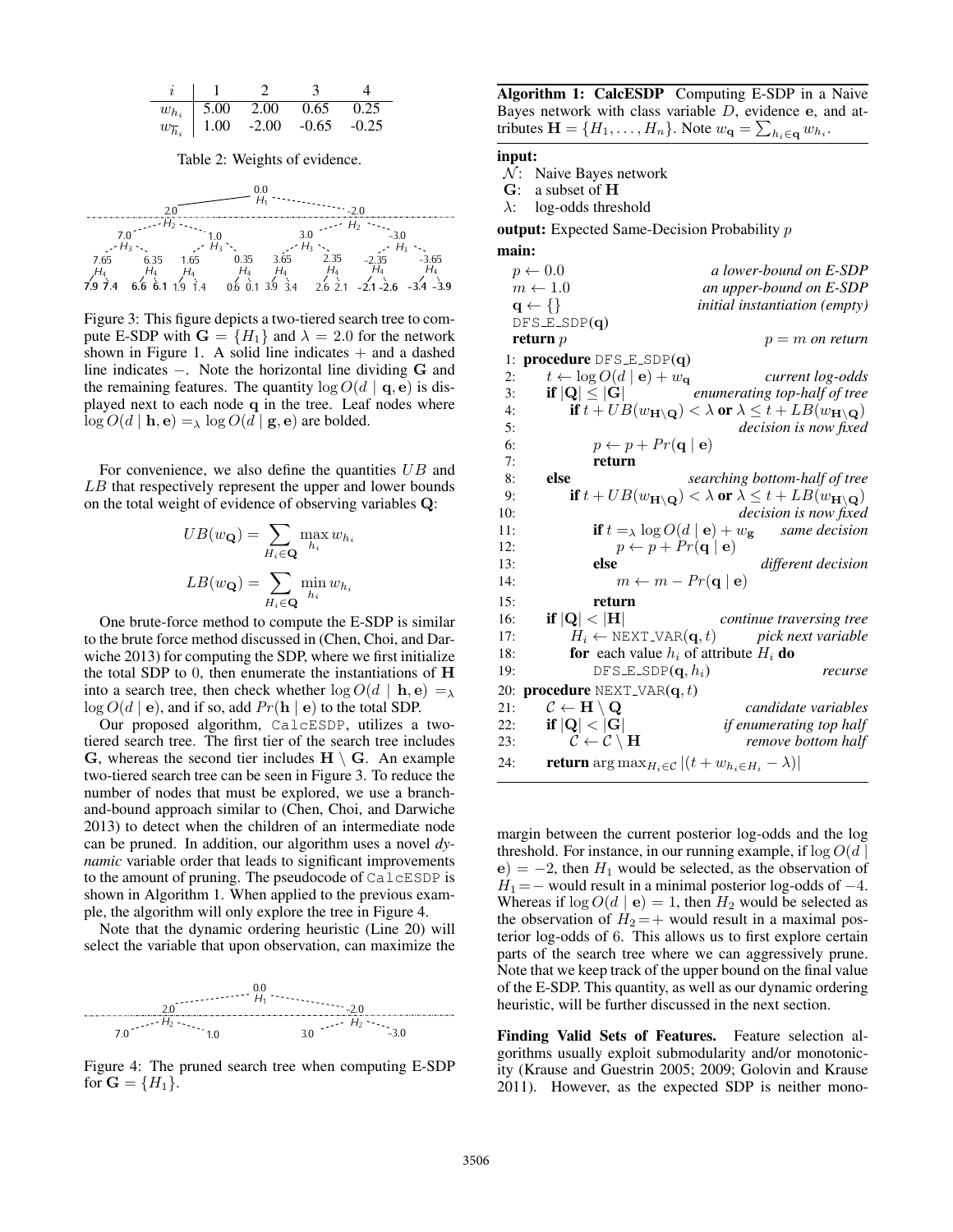| $i$ | 1 | 2 | 3 | 4 |
|---|---|---|---|---|
| $w_{h_i}$ | 5.00 | 2.00 | 0.65 | 0.25 |
| $w_{\overline{h}_i}$ | 1.00 | -2.00 | -0.65 | -0.25 |

Table 2: Weights of evidence.

Figure 3: This figure depicts a two-tiered search tree to compute E-SDP with $\mathbf{G} = \{H_1\}$ and $\lambda = 2.0$ for the network shown in Figure 1. A solid line indicates + and a dashed line indicates −. Note the horizontal line dividing $\mathbf{G}$ and the remaining features. The quantity $\log O(d \mid \mathbf{q}, \mathbf{e})$ is displayed next to each node $\mathbf{q}$ in the tree. Leaf nodes where $\log O(d \mid \mathbf{h}, \mathbf{e}) =_\lambda \log O(d \mid \mathbf{g}, \mathbf{e})$ are bolded.

For convenience, we also define the quantities $UB$ and $LB$ that respectively represent the upper and lower bounds on the total weight of evidence of observing variables $\mathbf{Q}$:

$$UB(w_{\mathbf{Q}}) = \sum_{H_i \in \mathbf{Q}} \max_{h_i} w_{h_i}$$

$$LB(w_{\mathbf{Q}}) = \sum_{H_i \in \mathbf{Q}} \min_{h_i} w_{h_i}$$

One brute-force method to compute the E-SDP is similar to the brute force method discussed in (Chen, Choi, and Darwiche 2013) for computing the SDP, where we first initialize the total SDP to 0, then enumerate the instantiations of $\mathbf{H}$ into a search tree, then check whether $\log O(d \mid \mathbf{h}, \mathbf{e}) =_\lambda \log O(d \mid \mathbf{e})$, and if so, add $Pr(\mathbf{h} \mid \mathbf{e})$ to the total SDP.

Our proposed algorithm, CalcESDP, utilizes a two-tiered search tree. The first tier of the search tree includes $\mathbf{G}$, whereas the second tier includes $\mathbf{H} \setminus \mathbf{G}$. An example two-tiered search tree can be seen in Figure 3. To reduce the number of nodes that must be explored, we use a branch-and-bound approach similar to (Chen, Choi, and Darwiche 2013) to detect when the children of an intermediate node can be pruned. In addition, our algorithm uses a novel *dynamic* variable order that leads to significant improvements to the amount of pruning. The pseudocode of CalcESDP is shown in Algorithm 1. When applied to the previous example, the algorithm will only explore the tree in Figure 4.

Note that the dynamic ordering heuristic (Line 20) will select the variable that upon observation, can maximize the

Figure 4: The pruned search tree when computing E-SDP for $\mathbf{G} = \{H_1\}$.

**Algorithm 1: CalcESDP** Computing E-SDP in a Naive Bayes network with class variable $D$, evidence $\mathbf{e}$, and attributes $\mathbf{H} = \{H_1, \ldots, H_n\}$. Note $w_{\mathbf{q}} = \sum_{h_i \in \mathbf{q}} w_{h_i}$.

**input:**
$\mathcal{N}$: Naive Bayes network
$\mathbf{G}$: a subset of $\mathbf{H}$
$\lambda$: log-odds threshold

**output:** Expected Same-Decision Probability $p$

**main:**

```
p ← 0.0                          a lower-bound on E-SDP
m ← 1.0                          an upper-bound on E-SDP
q ← {}                           initial instantiation (empty)
DFS_E_SDP(q)
return p                         p = m on return
1: procedure DFS_E_SDP(q)
2:    t ← log O(d | e) + w_q                    current log-odds
3:    if |Q| ≤ |G|                   enumerating top-half of tree
4:       if t + UB(w_{H\Q}) < λ or λ ≤ t + LB(w_{H\Q})
5:                                         decision is now fixed
6:          p ← p + Pr(q | e)
7:          return
8:    else                           searching bottom-half of tree
9:       if t + UB(w_{H\Q}) < λ or λ ≤ t + LB(w_{H\Q})
10:                                        decision is now fixed
11:         if t =_λ log O(d | e) + w_g             same decision
12:            p ← p + Pr(q | e)
13:         else                               different decision
14:            m ← m − Pr(q | e)
15:         return
16:   if |Q| < |H|                        continue traversing tree
17:      H_i ← NEXT_VAR(q, t)                  pick next variable
18:      for each value h_i of attribute H_i do
19:         DFS_E_SDP(q, h_i)                              recurse
20: procedure NEXT_VAR(q, t)
21:   C ← H \ Q                               candidate variables
22:   if |Q| < |G|                        if enumerating top half
23:      C ← C \ H                               remove bottom half
24:   return arg max_{H_i ∈ C} |(t + w_{h_i ∈ H_i} − λ)|
```

margin between the current posterior log-odds and the log threshold. For instance, in our running example, if $\log O(d \mid \mathbf{e}) = -2$, then $H_1$ would be selected, as the observation of $H_1 = -$ would result in a minimal posterior log-odds of $-4$. Whereas if $\log O(d \mid \mathbf{e}) = 1$, then $H_2$ would be selected as the observation of $H_2 = +$ would result in a maximal posterior log-odds of 6. This allows us to first explore certain parts of the search tree where we can aggressively prune. Note that we keep track of the upper bound on the final value of the E-SDP. This quantity, as well as our dynamic ordering heuristic, will be further discussed in the next section.

**Finding Valid Sets of Features.** Feature selection algorithms usually exploit submodularity and/or monotonicity (Krause and Guestrin 2005; 2009; Golovin and Krause 2011). However, as the expected SDP is neither mono-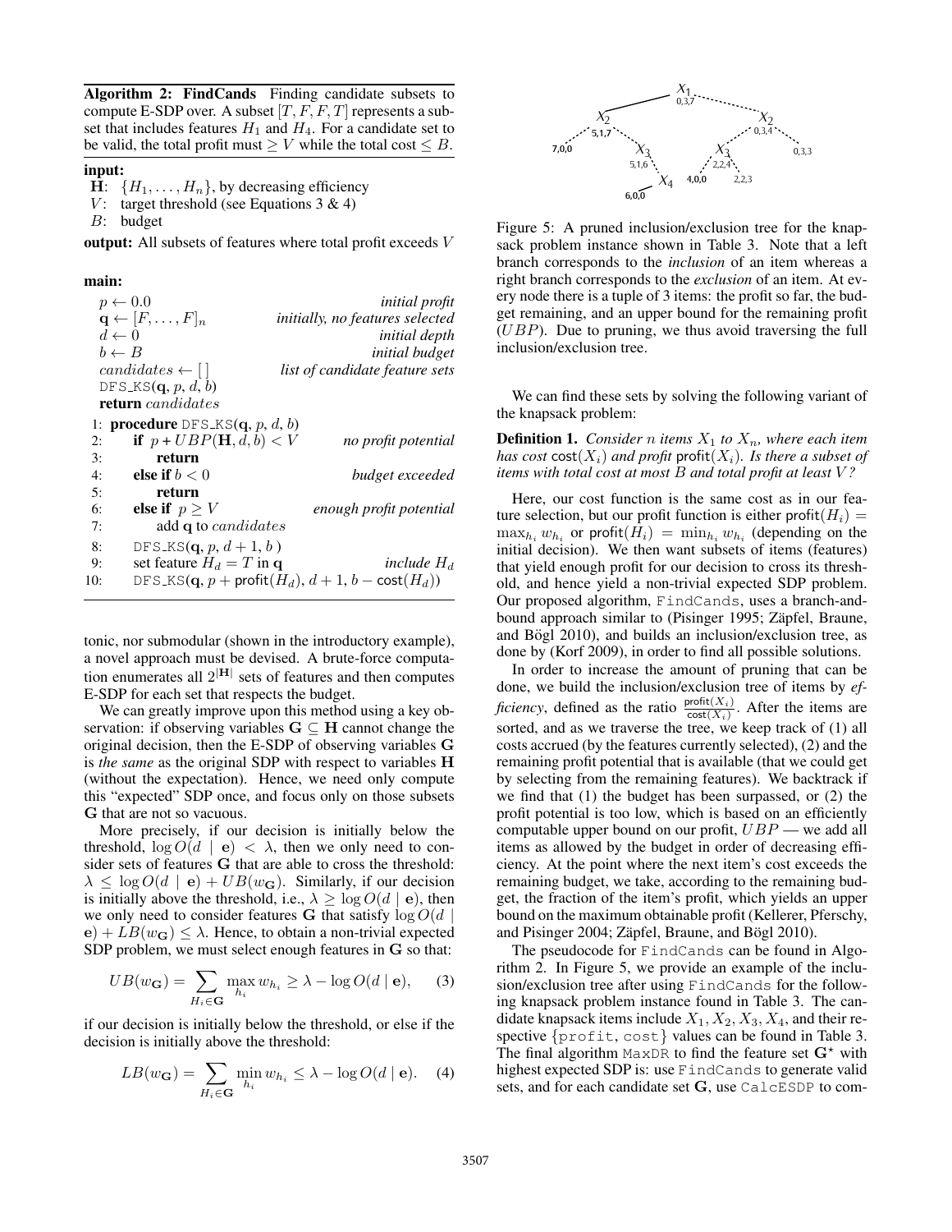**Algorithm 2: FindCands** Finding candidate subsets to compute E-SDP over. A subset $[T, F, F, T]$ represents a subset that includes features $H_1$ and $H_4$. For a candidate set to be valid, the total profit must $\geq V$ while the total cost $\leq B$.

**input:**
$\mathbf{H}$: $\{H_1, \ldots, H_n\}$, by decreasing efficiency
$V$: target threshold (see Equations 3 & 4)
$B$: budget

**output:** All subsets of features where total profit exceeds $V$

**main:**

```
p ← 0.0                                  initial profit
q ← [F, ..., F]_n                        initially, no features selected
d ← 0                                    initial depth
b ← B                                    initial budget
candidates ← [ ]                         list of candidate feature sets
DFS_KS(q, p, d, b)
return candidates

1: procedure DFS_KS(q, p, d, b)
2:    if p + UBP(H, d, b) < V            no profit potential
3:        return
4:    else if b < 0                      budget exceeded
5:        return
6:    else if p ≥ V                      enough profit potential
7:        add q to candidates
8:    DFS_KS(q, p, d + 1, b )
9:    set feature H_d = T in q           include H_d
10:   DFS_KS(q, p + profit(H_d), d + 1, b − cost(H_d))
```

tonic, nor submodular (shown in the introductory example), a novel approach must be devised. A brute-force computation enumerates all $2^{|\mathbf{H}|}$ sets of features and then computes E-SDP for each set that respects the budget.

We can greatly improve upon this method using a key observation: if observing variables $\mathbf{G} \subseteq \mathbf{H}$ cannot change the original decision, then the E-SDP of observing variables $\mathbf{G}$ is *the same* as the original SDP with respect to variables $\mathbf{H}$ (without the expectation). Hence, we need only compute this "expected" SDP once, and focus only on those subsets $\mathbf{G}$ that are not so vacuous.

More precisely, if our decision is initially below the threshold, $\log O(d \mid \mathbf{e}) < \lambda$, then we only need to consider sets of features $\mathbf{G}$ that are able to cross the threshold: $\lambda \leq \log O(d \mid \mathbf{e}) + UB(w_{\mathbf{G}})$. Similarly, if our decision is initially above the threshold, i.e., $\lambda \geq \log O(d \mid \mathbf{e})$, then we only need to consider features $\mathbf{G}$ that satisfy $\log O(d \mid \mathbf{e}) + LB(w_{\mathbf{G}}) \leq \lambda$. Hence, to obtain a non-trivial expected SDP problem, we must select enough features in $\mathbf{G}$ so that:

$$UB(w_{\mathbf{G}}) = \sum_{H_i \in \mathbf{G}} \max_{h_i} w_{h_i} \geq \lambda - \log O(d \mid \mathbf{e}), \quad (3)$$

if our decision is initially below the threshold, or else if the decision is initially above the threshold:

$$LB(w_{\mathbf{G}}) = \sum_{H_i \in \mathbf{G}} \min_{h_i} w_{h_i} \leq \lambda - \log O(d \mid \mathbf{e}). \quad (4)$$

Figure 5: A pruned inclusion/exclusion tree for the knapsack problem instance shown in Table 3. Note that a left branch corresponds to the *inclusion* of an item whereas a right branch corresponds to the *exclusion* of an item. At every node there is a tuple of 3 items: the profit so far, the budget remaining, and an upper bound for the remaining profit ($UBP$). Due to pruning, we thus avoid traversing the full inclusion/exclusion tree.

We can find these sets by solving the following variant of the knapsack problem:

**Definition 1.** *Consider $n$ items $X_1$ to $X_n$, where each item has cost $\mathsf{cost}(X_i)$ and profit $\mathsf{profit}(X_i)$. Is there a subset of items with total cost at most $B$ and total profit at least $V$?*

Here, our cost function is the same cost as in our feature selection, but our profit function is either $\mathsf{profit}(H_i) = \max_{h_i} w_{h_i}$ or $\mathsf{profit}(H_i) = \min_{h_i} w_{h_i}$ (depending on the initial decision). We then want subsets of items (features) that yield enough profit for our decision to cross its threshold, and hence yield a non-trivial expected SDP problem. Our proposed algorithm, FindCands, uses a branch-and-bound approach similar to (Pisinger 1995; Zäpfel, Braune, and Bögl 2010), and builds an inclusion/exclusion tree, as done by (Korf 2009), in order to find all possible solutions.

In order to increase the amount of pruning that can be done, we build the inclusion/exclusion tree of items by *efficiency*, defined as the ratio $\frac{\mathsf{profit}(X_i)}{\mathsf{cost}(X_i)}$. After the items are sorted, and as we traverse the tree, we keep track of (1) all costs accrued (by the features currently selected), (2) and the remaining profit potential that is available (that we could get by selecting from the remaining features). We backtrack if we find that (1) the budget has been surpassed, or (2) the profit potential is too low, which is based on an efficiently computable upper bound on our profit, $UBP$ — we add all items as allowed by the budget in order of decreasing efficiency. At the point where the next item's cost exceeds the remaining budget, we take, according to the remaining budget, the fraction of the item's profit, which yields an upper bound on the maximum obtainable profit (Kellerer, Pferschy, and Pisinger 2004; Zäpfel, Braune, and Bögl 2010).

The pseudocode for FindCands can be found in Algorithm 2. In Figure 5, we provide an example of the inclusion/exclusion tree after using FindCands for the following knapsack problem instance found in Table 3. The candidate knapsack items include $X_1, X_2, X_3, X_4$, and their respective {profit, cost} values can be found in Table 3. The final algorithm MaxDR to find the feature set $\mathbf{G}^\star$ with highest expected SDP is: use FindCands to generate valid sets, and for each candidate set $\mathbf{G}$, use CalcESDP to com-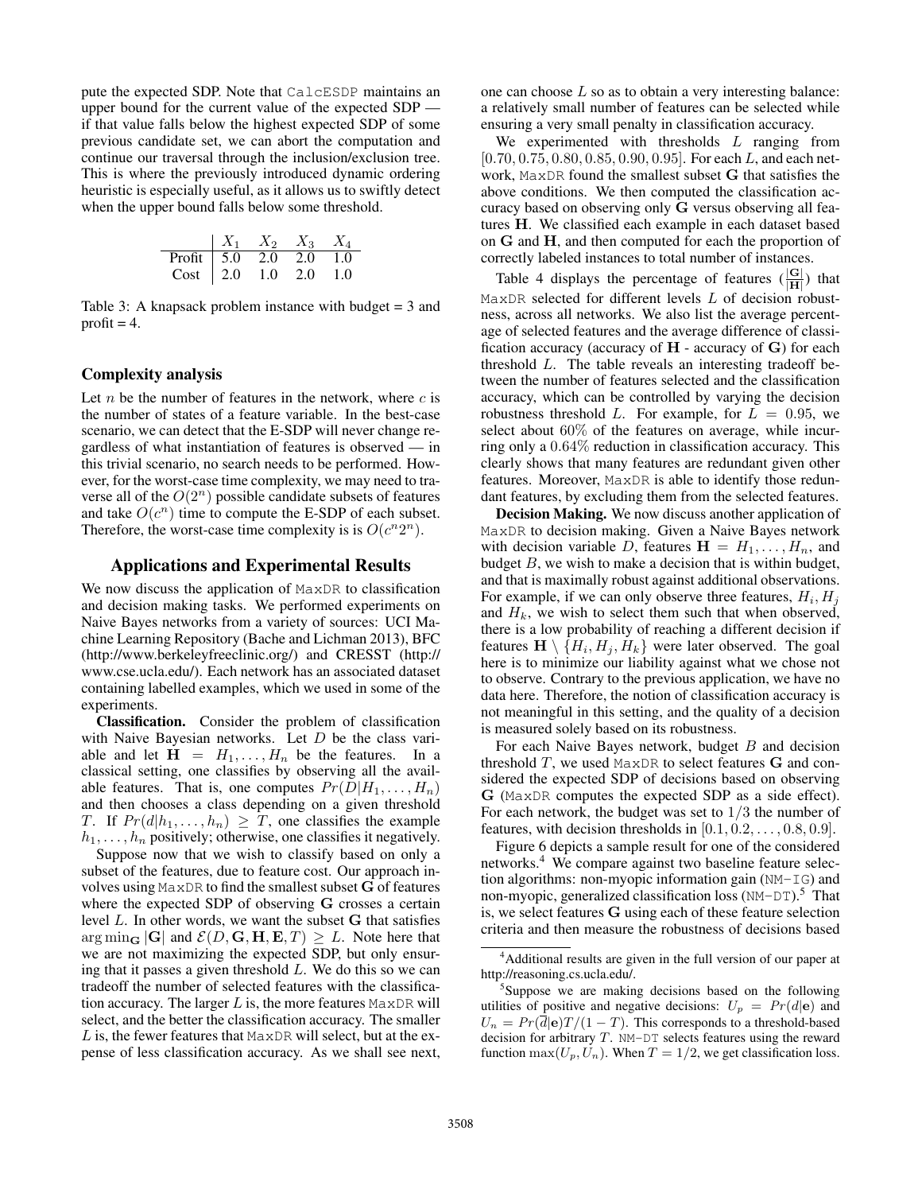pute the expected SDP. Note that CalcESDP maintains an upper bound for the current value of the expected SDP — if that value falls below the highest expected SDP of some previous candidate set, we can abort the computation and continue our traversal through the inclusion/exclusion tree. This is where the previously introduced dynamic ordering heuristic is especially useful, as it allows us to swiftly detect when the upper bound falls below some threshold.

| | $X_1$ | $X_2$ | $X_3$ | $X_4$ |
|---|---|---|---|---|
| Profit | 5.0 | 2.0 | 2.0 | 1.0 |
| Cost | 2.0 | 1.0 | 2.0 | 1.0 |

Table 3: A knapsack problem instance with budget = 3 and profit = 4.

### Complexity analysis

Let $n$ be the number of features in the network, where $c$ is the number of states of a feature variable. In the best-case scenario, we can detect that the E-SDP will never change regardless of what instantiation of features is observed — in this trivial scenario, no search needs to be performed. However, for the worst-case time complexity, we may need to traverse all of the $O(2^n)$ possible candidate subsets of features and take $O(c^n)$ time to compute the E-SDP of each subset. Therefore, the worst-case time complexity is is $O(c^n 2^n)$.

## Applications and Experimental Results

We now discuss the application of MaxDR to classification and decision making tasks. We performed experiments on Naive Bayes networks from a variety of sources: UCI Machine Learning Repository (Bache and Lichman 2013), BFC (http://www.berkeleyfreeclinic.org/) and CRESST (http://www.cse.ucla.edu/). Each network has an associated dataset containing labelled examples, which we used in some of the experiments.

**Classification.** Consider the problem of classification with Naive Bayesian networks. Let $D$ be the class variable and let $\mathbf{H} = H_1, \dots, H_n$ be the features. In a classical setting, one classifies by observing all the available features. That is, one computes $Pr(D|H_1, \dots, H_n)$ and then chooses a class depending on a given threshold $T$. If $Pr(d|h_1, \dots, h_n) \geq T$, one classifies the example $h_1, \dots, h_n$ positively; otherwise, one classifies it negatively.

Suppose now that we wish to classify based on only a subset of the features, due to feature cost. Our approach involves using MaxDR to find the smallest subset $\mathbf{G}$ of features where the expected SDP of observing $\mathbf{G}$ crosses a certain level $L$. In other words, we want the subset $\mathbf{G}$ that satisfies $\arg\min_{\mathbf{G}} |\mathbf{G}|$ and $\mathcal{E}(D, \mathbf{G}, \mathbf{H}, \mathbf{E}, T) \geq L$. Note here that we are not maximizing the expected SDP, but only ensuring that it passes a given threshold $L$. We do this so we can tradeoff the number of selected features with the classification accuracy. The larger $L$ is, the more features MaxDR will select, and the better the classification accuracy. The smaller $L$ is, the fewer features that MaxDR will select, but at the expense of less classification accuracy. As we shall see next, one can choose $L$ so as to obtain a very interesting balance: a relatively small number of features can be selected while ensuring a very small penalty in classification accuracy.

We experimented with thresholds $L$ ranging from $[0.70, 0.75, 0.80, 0.85, 0.90, 0.95]$. For each $L$, and each network, MaxDR found the smallest subset $\mathbf{G}$ that satisfies the above conditions. We then computed the classification accuracy based on observing only $\mathbf{G}$ versus observing all features $\mathbf{H}$. We classified each example in each dataset based on $\mathbf{G}$ and $\mathbf{H}$, and then computed for each the proportion of correctly labeled instances to total number of instances.

Table 4 displays the percentage of features ($\frac{|\mathbf{G}|}{|\mathbf{H}|}$) that MaxDR selected for different levels $L$ of decision robustness, across all networks. We also list the average percentage of selected features and the average difference of classification accuracy (accuracy of $\mathbf{H}$ - accuracy of $\mathbf{G}$) for each threshold $L$. The table reveals an interesting tradeoff between the number of features selected and the classification accuracy, which can be controlled by varying the decision robustness threshold $L$. For example, for $L = 0.95$, we select about $60\%$ of the features on average, while incurring only a $0.64\%$ reduction in classification accuracy. This clearly shows that many features are redundant given other features. Moreover, MaxDR is able to identify those redundant features, by excluding them from the selected features.

**Decision Making.** We now discuss another application of MaxDR to decision making. Given a Naive Bayes network with decision variable $D$, features $\mathbf{H} = H_1, \dots, H_n$, and budget $B$, we wish to make a decision that is within budget, and that is maximally robust against additional observations. For example, if we can only observe three features, $H_i, H_j$ and $H_k$, we wish to select them such that when observed, there is a low probability of reaching a different decision if features $\mathbf{H} \setminus \{H_i, H_j, H_k\}$ were later observed. The goal here is to minimize our liability against what we chose not to observe. Contrary to the previous application, we have no data here. Therefore, the notion of classification accuracy is not meaningful in this setting, and the quality of a decision is measured solely based on its robustness.

For each Naive Bayes network, budget $B$ and decision threshold $T$, we used MaxDR to select features $\mathbf{G}$ and considered the expected SDP of decisions based on observing $\mathbf{G}$ (MaxDR computes the expected SDP as a side effect). For each network, the budget was set to $1/3$ the number of features, with decision thresholds in $[0.1, 0.2, \dots, 0.8, 0.9]$.

Figure 6 depicts a sample result for one of the considered networks.[4] We compare against two baseline feature selection algorithms: non-myopic information gain (NM-IG) and non-myopic, generalized classification loss (NM-DT).[5] That is, we select features $\mathbf{G}$ using each of these feature selection criteria and then measure the robustness of decisions based

[4] Additional results are given in the full version of our paper at http://reasoning.cs.ucla.edu/.

[5] Suppose we are making decisions based on the following utilities of positive and negative decisions: $U_p = Pr(d|\mathbf{e})$ and $U_n = Pr(\overline{d}|\mathbf{e})T/(1-T)$. This corresponds to a threshold-based decision for arbitrary $T$. NM-DT selects features using the reward function $\max(U_p, U_n)$. When $T = 1/2$, we get classification loss.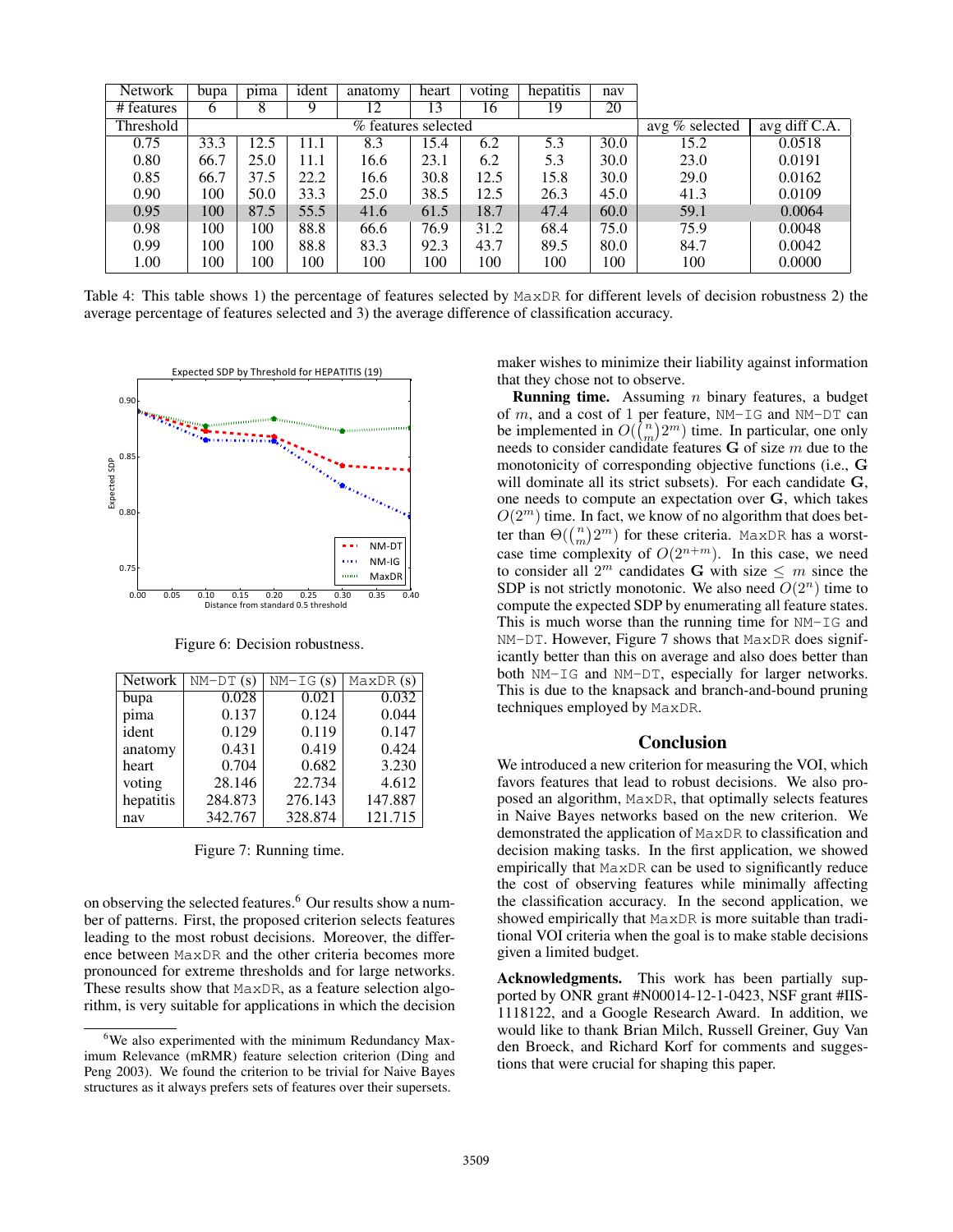| Network | bupa | pima | ident | anatomy | heart | voting | hepatitis | nav | | |
|---|---|---|---|---|---|---|---|---|---|---|
| # features | 6 | 8 | 9 | 12 | 13 | 16 | 19 | 20 | | |
| Threshold | % features selected | | | | | | | | avg % selected | avg diff C.A. |
| 0.75 | 33.3 | 12.5 | 11.1 | 8.3 | 15.4 | 6.2 | 5.3 | 30.0 | 15.2 | 0.0518 |
| 0.80 | 66.7 | 25.0 | 11.1 | 16.6 | 23.1 | 6.2 | 5.3 | 30.0 | 23.0 | 0.0191 |
| 0.85 | 66.7 | 37.5 | 22.2 | 16.6 | 30.8 | 12.5 | 15.8 | 30.0 | 29.0 | 0.0162 |
| 0.90 | 100 | 50.0 | 33.3 | 25.0 | 38.5 | 12.5 | 26.3 | 45.0 | 41.3 | 0.0109 |
| 0.95 | 100 | 87.5 | 55.5 | 41.6 | 61.5 | 18.7 | 47.4 | 60.0 | 59.1 | 0.0064 |
| 0.98 | 100 | 100 | 88.8 | 66.6 | 76.9 | 31.2 | 68.4 | 75.0 | 75.9 | 0.0048 |
| 0.99 | 100 | 100 | 88.8 | 83.3 | 92.3 | 43.7 | 89.5 | 80.0 | 84.7 | 0.0042 |
| 1.00 | 100 | 100 | 100 | 100 | 100 | 100 | 100 | 100 | 100 | 0.0000 |

Table 4: This table shows 1) the percentage of features selected by MaxDR for different levels of decision robustness 2) the average percentage of features selected and 3) the average difference of classification accuracy.

Figure 6: Decision robustness.

| Network | NM-DT (s) | NM-IG (s) | MaxDR (s) |
|---|---|---|---|
| bupa | 0.028 | 0.021 | 0.032 |
| pima | 0.137 | 0.124 | 0.044 |
| ident | 0.129 | 0.119 | 0.147 |
| anatomy | 0.431 | 0.419 | 0.424 |
| heart | 0.704 | 0.682 | 3.230 |
| voting | 28.146 | 22.734 | 4.612 |
| hepatitis | 284.873 | 276.143 | 147.887 |
| nav | 342.767 | 328.874 | 121.715 |

Figure 7: Running time.

on observing the selected features.[6] Our results show a number of patterns. First, the proposed criterion selects features leading to the most robust decisions. Moreover, the difference between MaxDR and the other criteria becomes more pronounced for extreme thresholds and for large networks. These results show that MaxDR, as a feature selection algorithm, is very suitable for applications in which the decision maker wishes to minimize their liability against information that they chose not to observe.

[6]We also experimented with the minimum Redundancy Maximum Relevance (mRMR) feature selection criterion (Ding and Peng 2003). We found the criterion to be trivial for Naive Bayes structures as it always prefers sets of features over their supersets.

**Running time.** Assuming $n$ binary features, a budget of $m$, and a cost of 1 per feature, NM-IG and NM-DT can be implemented in $O(\binom{n}{m}2^m)$ time. In particular, one only needs to consider candidate features $\mathbf{G}$ of size $m$ due to the monotonicity of corresponding objective functions (i.e., $\mathbf{G}$ will dominate all its strict subsets). For each candidate $\mathbf{G}$, one needs to compute an expectation over $\mathbf{G}$, which takes $O(2^m)$ time. In fact, we know of no algorithm that does better than $\Theta(\binom{n}{m}2^m)$ for these criteria. MaxDR has a worst-case time complexity of $O(2^{n+m})$. In this case, we need to consider all $2^m$ candidates $\mathbf{G}$ with size $\leq m$ since the SDP is not strictly monotonic. We also need $O(2^n)$ time to compute the expected SDP by enumerating all feature states. This is much worse than the running time for NM-IG and NM-DT. However, Figure 7 shows that MaxDR does significantly better than this on average and also does better than both NM-IG and NM-DT, especially for larger networks. This is due to the knapsack and branch-and-bound pruning techniques employed by MaxDR.

## Conclusion

We introduced a new criterion for measuring the VOI, which favors features that lead to robust decisions. We also proposed an algorithm, MaxDR, that optimally selects features in Naive Bayes networks based on the new criterion. We demonstrated the application of MaxDR to classification and decision making tasks. In the first application, we showed empirically that MaxDR can be used to significantly reduce the cost of observing features while minimally affecting the classification accuracy. In the second application, we showed empirically that MaxDR is more suitable than traditional VOI criteria when the goal is to make stable decisions given a limited budget.

**Acknowledgments.** This work has been partially supported by ONR grant #N00014-12-1-0423, NSF grant #IIS-1118122, and a Google Research Award. In addition, we would like to thank Brian Milch, Russell Greiner, Guy Van den Broeck, and Richard Korf for comments and suggestions that were crucial for shaping this paper.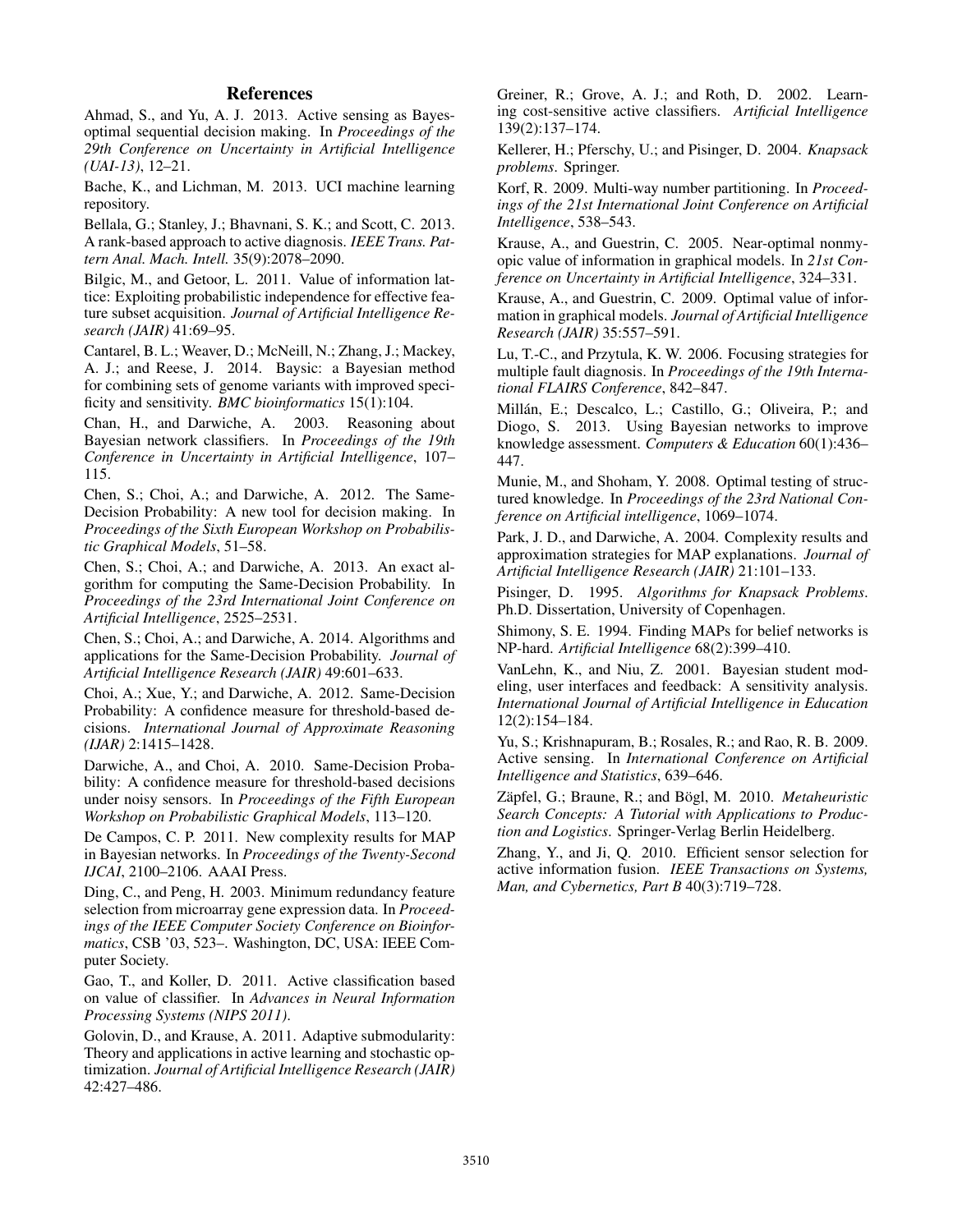## References

Ahmad, S., and Yu, A. J. 2013. Active sensing as Bayes-optimal sequential decision making. In *Proceedings of the 29th Conference on Uncertainty in Artificial Intelligence (UAI-13)*, 12–21.

Bache, K., and Lichman, M. 2013. UCI machine learning repository.

Bellala, G.; Stanley, J.; Bhavnani, S. K.; and Scott, C. 2013. A rank-based approach to active diagnosis. *IEEE Trans. Pattern Anal. Mach. Intell.* 35(9):2078–2090.

Bilgic, M., and Getoor, L. 2011. Value of information lattice: Exploiting probabilistic independence for effective feature subset acquisition. *Journal of Artificial Intelligence Research (JAIR)* 41:69–95.

Cantarel, B. L.; Weaver, D.; McNeill, N.; Zhang, J.; Mackey, A. J.; and Reese, J. 2014. Baysic: a Bayesian method for combining sets of genome variants with improved specificity and sensitivity. *BMC bioinformatics* 15(1):104.

Chan, H., and Darwiche, A. 2003. Reasoning about Bayesian network classifiers. In *Proceedings of the 19th Conference in Uncertainty in Artificial Intelligence*, 107–115.

Chen, S.; Choi, A.; and Darwiche, A. 2012. The Same-Decision Probability: A new tool for decision making. In *Proceedings of the Sixth European Workshop on Probabilistic Graphical Models*, 51–58.

Chen, S.; Choi, A.; and Darwiche, A. 2013. An exact algorithm for computing the Same-Decision Probability. In *Proceedings of the 23rd International Joint Conference on Artificial Intelligence*, 2525–2531.

Chen, S.; Choi, A.; and Darwiche, A. 2014. Algorithms and applications for the Same-Decision Probability. *Journal of Artificial Intelligence Research (JAIR)* 49:601–633.

Choi, A.; Xue, Y.; and Darwiche, A. 2012. Same-Decision Probability: A confidence measure for threshold-based decisions. *International Journal of Approximate Reasoning (IJAR)* 2:1415–1428.

Darwiche, A., and Choi, A. 2010. Same-Decision Probability: A confidence measure for threshold-based decisions under noisy sensors. In *Proceedings of the Fifth European Workshop on Probabilistic Graphical Models*, 113–120.

De Campos, C. P. 2011. New complexity results for MAP in Bayesian networks. In *Proceedings of the Twenty-Second IJCAI*, 2100–2106. AAAI Press.

Ding, C., and Peng, H. 2003. Minimum redundancy feature selection from microarray gene expression data. In *Proceedings of the IEEE Computer Society Conference on Bioinformatics*, CSB '03, 523–. Washington, DC, USA: IEEE Computer Society.

Gao, T., and Koller, D. 2011. Active classification based on value of classifier. In *Advances in Neural Information Processing Systems (NIPS 2011)*.

Golovin, D., and Krause, A. 2011. Adaptive submodularity: Theory and applications in active learning and stochastic optimization. *Journal of Artificial Intelligence Research (JAIR)* 42:427–486.

Greiner, R.; Grove, A. J.; and Roth, D. 2002. Learning cost-sensitive active classifiers. *Artificial Intelligence* 139(2):137–174.

Kellerer, H.; Pferschy, U.; and Pisinger, D. 2004. *Knapsack problems*. Springer.

Korf, R. 2009. Multi-way number partitioning. In *Proceedings of the 21st International Joint Conference on Artificial Intelligence*, 538–543.

Krause, A., and Guestrin, C. 2005. Near-optimal nonmyopic value of information in graphical models. In *21st Conference on Uncertainty in Artificial Intelligence*, 324–331.

Krause, A., and Guestrin, C. 2009. Optimal value of information in graphical models. *Journal of Artificial Intelligence Research (JAIR)* 35:557–591.

Lu, T.-C., and Przytula, K. W. 2006. Focusing strategies for multiple fault diagnosis. In *Proceedings of the 19th International FLAIRS Conference*, 842–847.

Millán, E.; Descalco, L.; Castillo, G.; Oliveira, P.; and Diogo, S. 2013. Using Bayesian networks to improve knowledge assessment. *Computers & Education* 60(1):436–447.

Munie, M., and Shoham, Y. 2008. Optimal testing of structured knowledge. In *Proceedings of the 23rd National Conference on Artificial intelligence*, 1069–1074.

Park, J. D., and Darwiche, A. 2004. Complexity results and approximation strategies for MAP explanations. *Journal of Artificial Intelligence Research (JAIR)* 21:101–133.

Pisinger, D. 1995. *Algorithms for Knapsack Problems*. Ph.D. Dissertation, University of Copenhagen.

Shimony, S. E. 1994. Finding MAPs for belief networks is NP-hard. *Artificial Intelligence* 68(2):399–410.

VanLehn, K., and Niu, Z. 2001. Bayesian student modeling, user interfaces and feedback: A sensitivity analysis. *International Journal of Artificial Intelligence in Education* 12(2):154–184.

Yu, S.; Krishnapuram, B.; Rosales, R.; and Rao, R. B. 2009. Active sensing. In *International Conference on Artificial Intelligence and Statistics*, 639–646.

Zäpfel, G.; Braune, R.; and Bögl, M. 2010. *Metaheuristic Search Concepts: A Tutorial with Applications to Production and Logistics*. Springer-Verlag Berlin Heidelberg.

Zhang, Y., and Ji, Q. 2010. Efficient sensor selection for active information fusion. *IEEE Transactions on Systems, Man, and Cybernetics, Part B* 40(3):719–728.